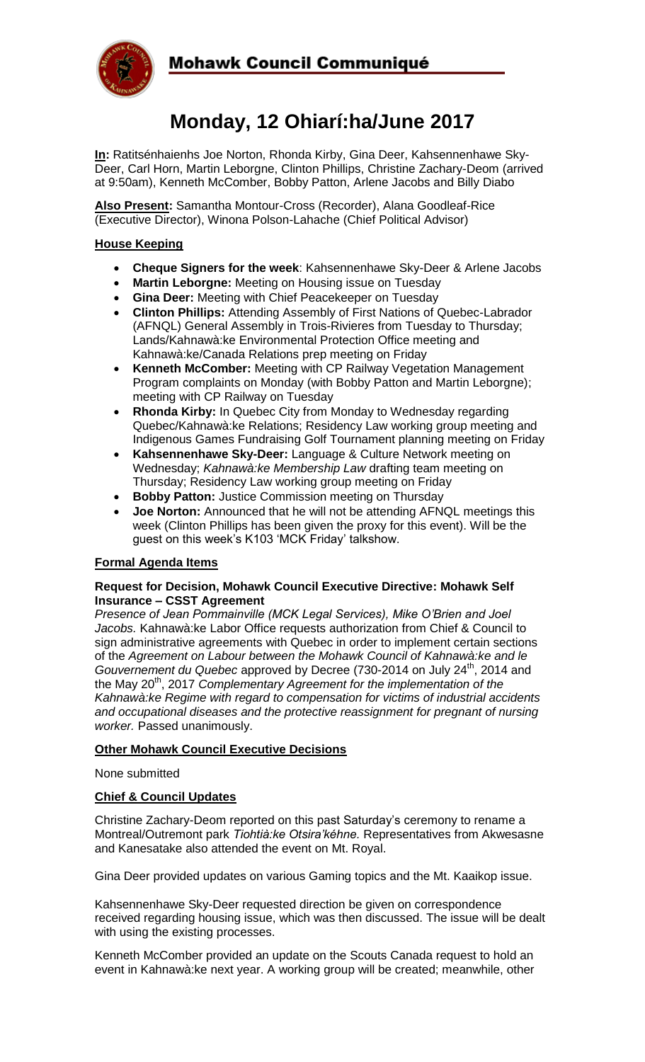# Mohawk Council Communiqué

# Monday, 12 Ohiarí:ha/June 2017

**In:** Ratitsénhaienhs Joe Norton, Rhonda Kirby, Gina Deer, Kahsennenhawe Sky-Deer, Carl Horn, Martin Leborgne, Clinton Phillips, Christine Zachary-Deom (arrived at 9:50am), Kenneth McComber, Bobby Patton, Arlene Jacobs and Billy Diabo

**Also Present:** Samantha Montour-Cross (Recorder), Alana Goodleaf-Rice (Executive Director), Winona Polson-Lahache (Chief Political Advisor)

## House Keeping

- **Cheque Signers for the week**: Kahsennenhawe Sky-Deer & Arlene Jacobs
- **Martin Leborgne:** Meeting on Housing issue on Tuesday
- **Gina Deer:** Meeting with Chief Peacekeeper on Tuesday
- **Clinton Phillips:** Attending Assembly of First Nations of Quebec-Labrador (AFNQL) General Assembly in Trois-Rivieres from Tuesday to Thursday; Lands/Kahnawà:ke Environmental Protection Office meeting and Kahnawà:ke/Canada Relations prep meeting on Friday
- **Kenneth McComber:** Meeting with CP Railway Vegetation Management Program complaints on Monday (with Bobby Patton and Martin Leborgne); meeting with CP Railway on Tuesday
- **Rhonda Kirby:** In Quebec City from Monday to Wednesday regarding Quebec/Kahnawà:ke Relations; Residency Law working group meeting and Indigenous Games Fundraising Golf Tournament planning meeting on Friday
- **Kahsennenhawe Sky-Deer:** Language & Culture Network meeting on Wednesday; *Kahnawà:ke Membership Law* drafting team meeting on Thursday; Residency Law working group meeting on Friday
- **Bobby Patton:** Justice Commission meeting on Thursday
- **Joe Norton:** Announced that he will not be attending AFNQL meetings this week (Clinton Phillips has been given the proxy for this event). Will be the guest on this week's K103 'MCK Friday' talkshow.

## Formal Agenda Items

### Request for Decision, Mohawk Council Executive Directive: Mohawk Self Insurance – CSST Agreement

*Presence of Jean Pommainville (MCK Legal Services), Mike O'Brien and Joel Jacobs.* Kahnawà:ke Labor Office requests authorization from Chief & Council to sign administrative agreements with Quebec in order to implement certain sections of the *Agreement on Labour between the Mohawk Council of Kahnawà:ke and le Gouvernement du Quebec* approved by Decree (730-2014 on July 24th, 2014 and the May 20th, 2017 *Complementary Agreement for the implementation of the Kahnawà:ke Regime with regard to compensation for victims of industrial accidents and occupational diseases and the protective reassignment for pregnant of nursing worker.* Passed unanimously.

## Other Mohawk Council Executive Decisions

None submitted

## Chief & Council Updates

Christine Zachary-Deom reported on this past Saturday's ceremony to rename a Montreal/Outremont park *Tiohtià:ke Otsira'kéhne.* Representatives from Akwesasne and Kanesatake also attended the event on Mt. Royal.

Gina Deer provided updates on various Gaming topics and the Mt. Kaaikop issue.

Kahsennenhawe Sky-Deer requested direction be given on correspondence received regarding housing issue, which was then discussed. The issue will be dealt with using the existing processes.

Kenneth McComber provided an update on the Scouts Canada request to hold an event in Kahnawà:ke next year. A working group will be created; meanwhile, other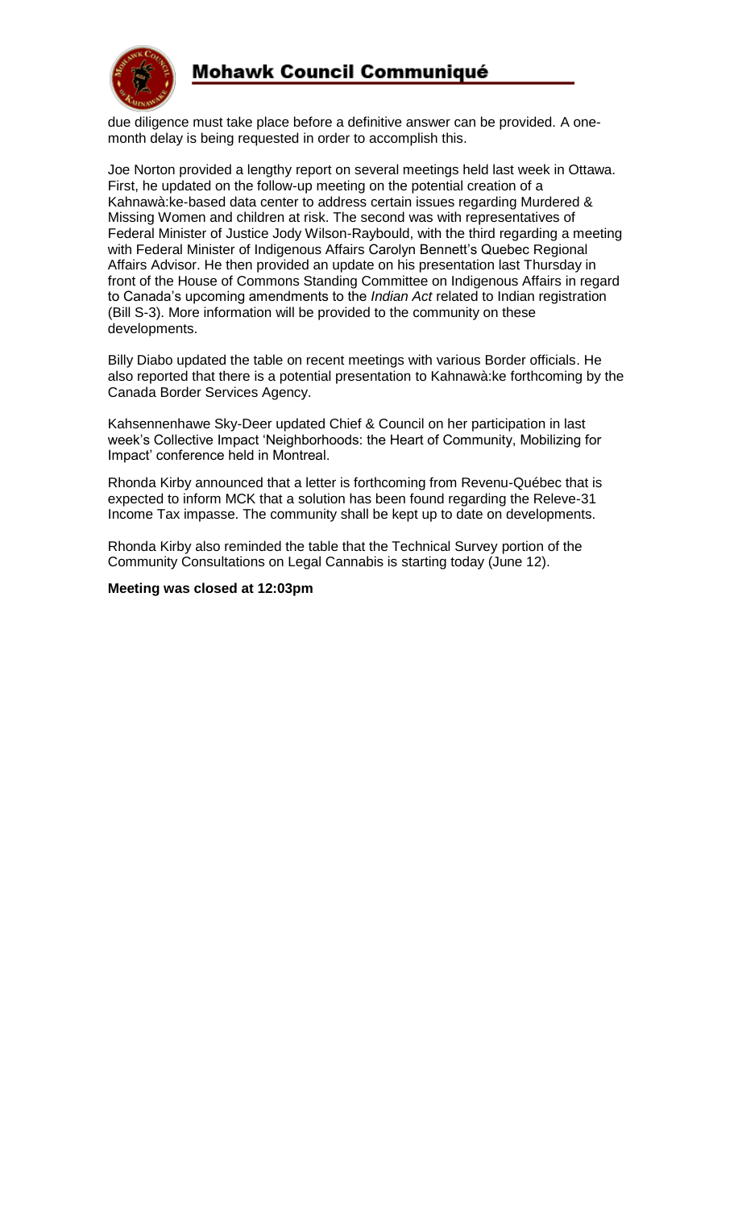due diligence must take place before a definitive answer can be provided. A one-month delay is being requested in order to accomplish this.

Joe Norton provided a lengthy report on several meetings held last week in Ottawa. First, he updated on the follow-up meeting on the potential creation of a Kahnawà:ke-based data center to address certain issues regarding Murdered & Missing Women and children at risk. The second was with representatives of Federal Minister of Justice Jody Wilson-Raybould, with the third regarding a meeting with Federal Minister of Indigenous Affairs Carolyn Bennett's Quebec Regional Affairs Advisor. He then provided an update on his presentation last Thursday in front of the House of Commons Standing Committee on Indigenous Affairs in regard to Canada's upcoming amendments to the *Indian Act* related to Indian registration (Bill S-3). More information will be provided to the community on these developments.

Billy Diabo updated the table on recent meetings with various Border officials. He also reported that there is a potential presentation to Kahnawà:ke forthcoming by the Canada Border Services Agency.

Kahsennenhawe Sky-Deer updated Chief & Council on her participation in last week's Collective Impact 'Neighborhoods: the Heart of Community, Mobilizing for Impact' conference held in Montreal.

Rhonda Kirby announced that a letter is forthcoming from Revenu-Québec that is expected to inform MCK that a solution has been found regarding the Releve-31 Income Tax impasse. The community shall be kept up to date on developments.

Rhonda Kirby also reminded the table that the Technical Survey portion of the Community Consultations on Legal Cannabis is starting today (June 12).

**Meeting was closed at 12:03pm**